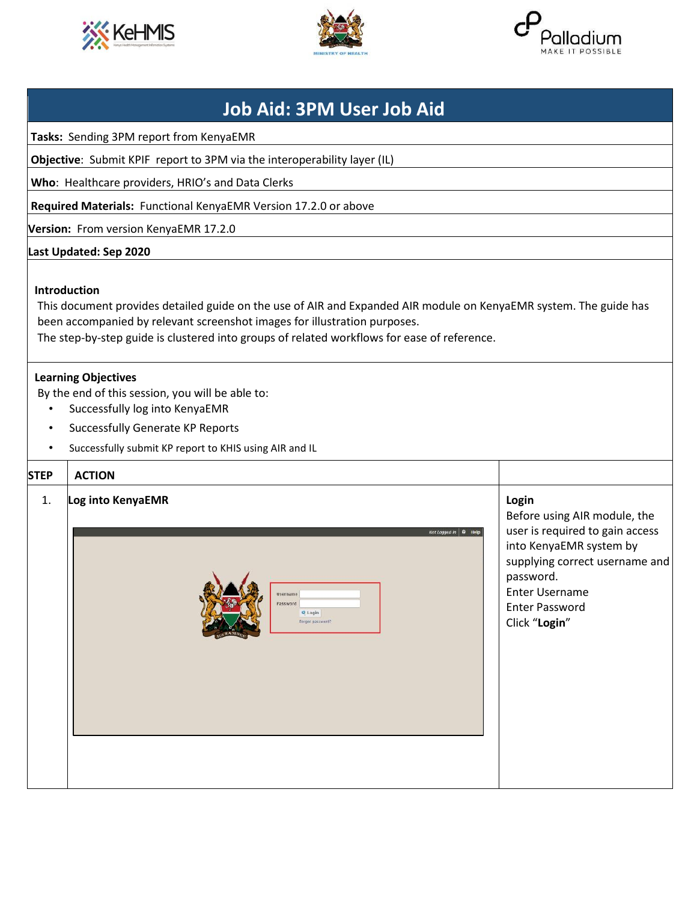# Job Aid: 3PM User Job Aid

**Tasks:** Sending 3PM report from KenyaEMR

**Objective**: Submit KPIF report to 3PM via the interoperability layer (IL)

**Who**: Healthcare providers, HRIO's and Data Clerks

**Required Materials:** Functional KenyaEMR Version 17.2.0 or above

**Version:** From version KenyaEMR 17.2.0

**Last Updated: Sep 2020**

**Introduction**

This document provides detailed guide on the use of AIR and Expanded AIR module on KenyaEMR system. The guide has been accompanied by relevant screenshot images for illustration purposes.

The step-by-step guide is clustered into groups of related workflows for ease of reference.

**Learning Objectives**

By the end of this session, you will be able to:

- Successfully log into KenyaEMR
- Successfully Generate KP Reports
- Successfully submit KP report to KHIS using AIR and IL

| STEP | ACTION | |
|---|---|---|
| 1. | **Log into KenyaEMR** | **Login**<br>Before using AIR module, the user is required to gain access into KenyaEMR system by supplying correct username and password.<br>Enter Username<br>Enter Password<br>Click "**Login**" |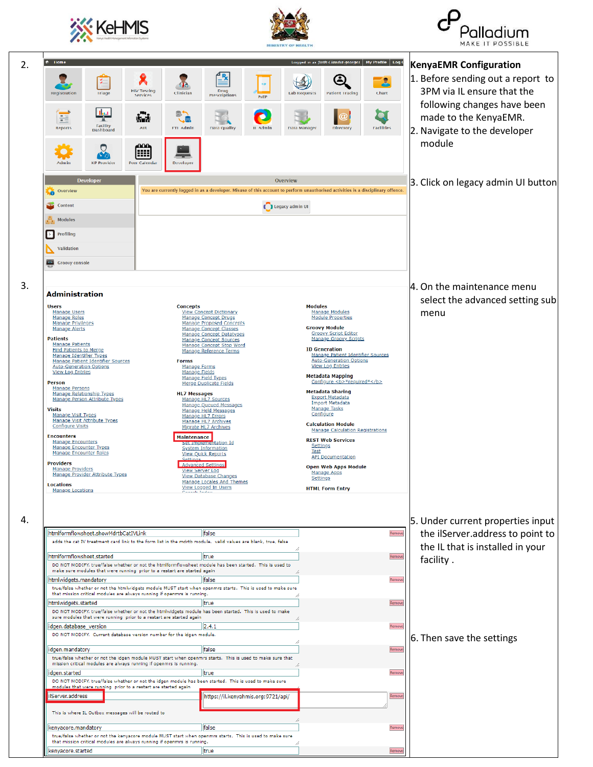| | | KenyaEMR Configuration |
|---|---|---|
| 2. | | 1. Before sending out a report to 3PM via IL ensure that the following changes have been made to the KenyaEMR.<br>2. Navigate to the developer module<br><br>3. Click on legacy admin UI button |
| 3. | | 4. On the maintenance menu select the advanced setting sub menu |
| 4. | | 5. Under current properties input the ilServer.address to point to the IL that is installed in your facility .<br><br>6. Then save the settings |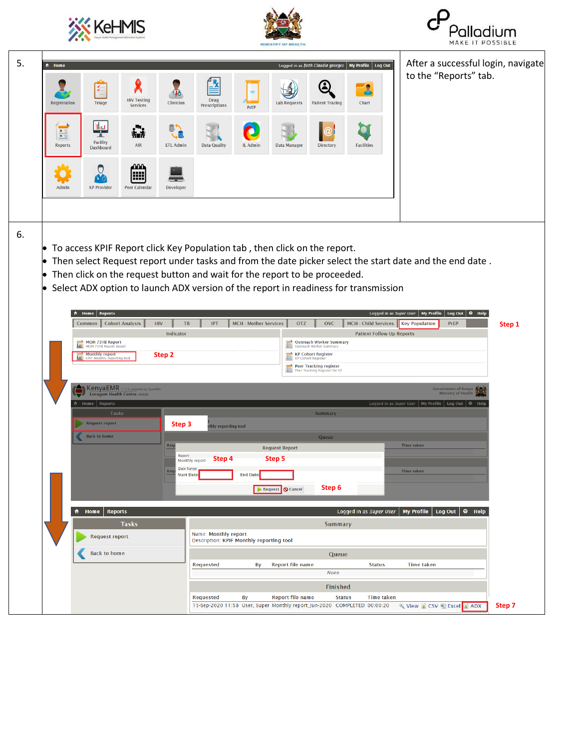| | | |
|---|---|---|
| 5. | | After a successful login, navigate to the "Reports" tab. |
| 6. | • To access KPIF Report click Key Population tab , then click on the report.<br>• Then select Request report under tasks and from the date picker select the start date and the end date .<br>• Then click on the request button and wait for the report to be proceeded.<br>• Select ADX option to launch ADX version of the report in readiness for transmission | |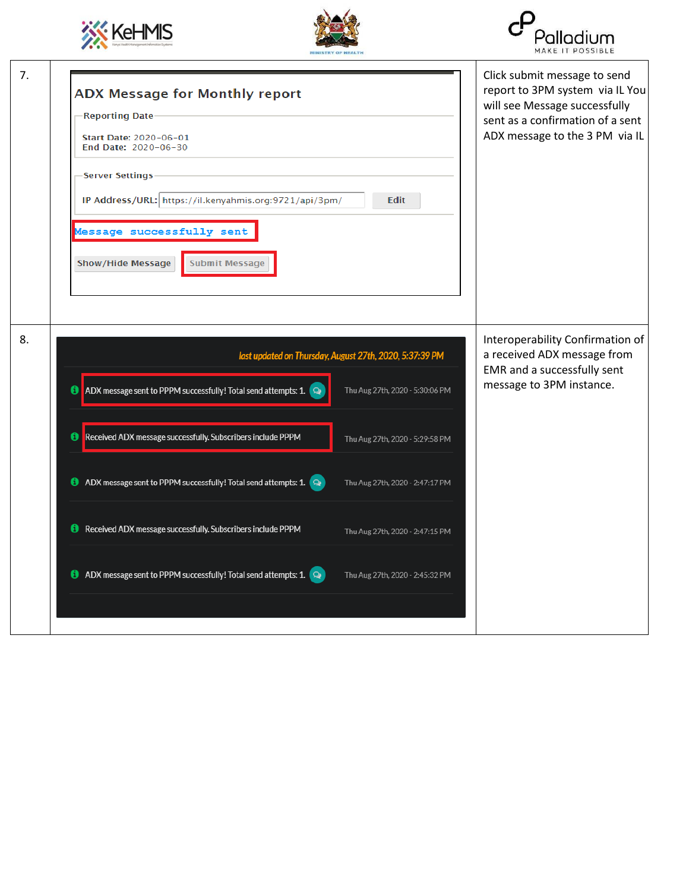| | | |
|---|---|---|
| 7. | **ADX Message for Monthly report**<br><br>Reporting Date<br>Start Date: 2020-06-01<br>End Date: 2020-06-30<br><br>Server Settings<br>IP Address/URL: https://il.kenyahmis.org:9721/api/3pm/ Edit<br><br>Message successfully sent<br><br>Show/Hide Message Submit Message | Click submit message to send report to 3PM system via IL You will see Message successfully sent as a confirmation of a sent ADX message to the 3 PM via IL |
| 8. | *last updated on Thursday, August 27th, 2020, 5:37:39 PM*<br><br>ADX message sent to PPPM successfully! Total send attempts: 1. — Thu Aug 27th, 2020 - 5:30:06 PM<br>Received ADX message successfully. Subscribers include PPPM — Thu Aug 27th, 2020 - 5:29:58 PM<br>ADX message sent to PPPM successfully! Total send attempts: 1. — Thu Aug 27th, 2020 - 2:47:17 PM<br>Received ADX message successfully. Subscribers include PPPM — Thu Aug 27th, 2020 - 2:47:15 PM<br>ADX message sent to PPPM successfully! Total send attempts: 1. — Thu Aug 27th, 2020 - 2:45:32 PM | Interoperability Confirmation of a received ADX message from EMR and a successfully sent message to 3PM instance. |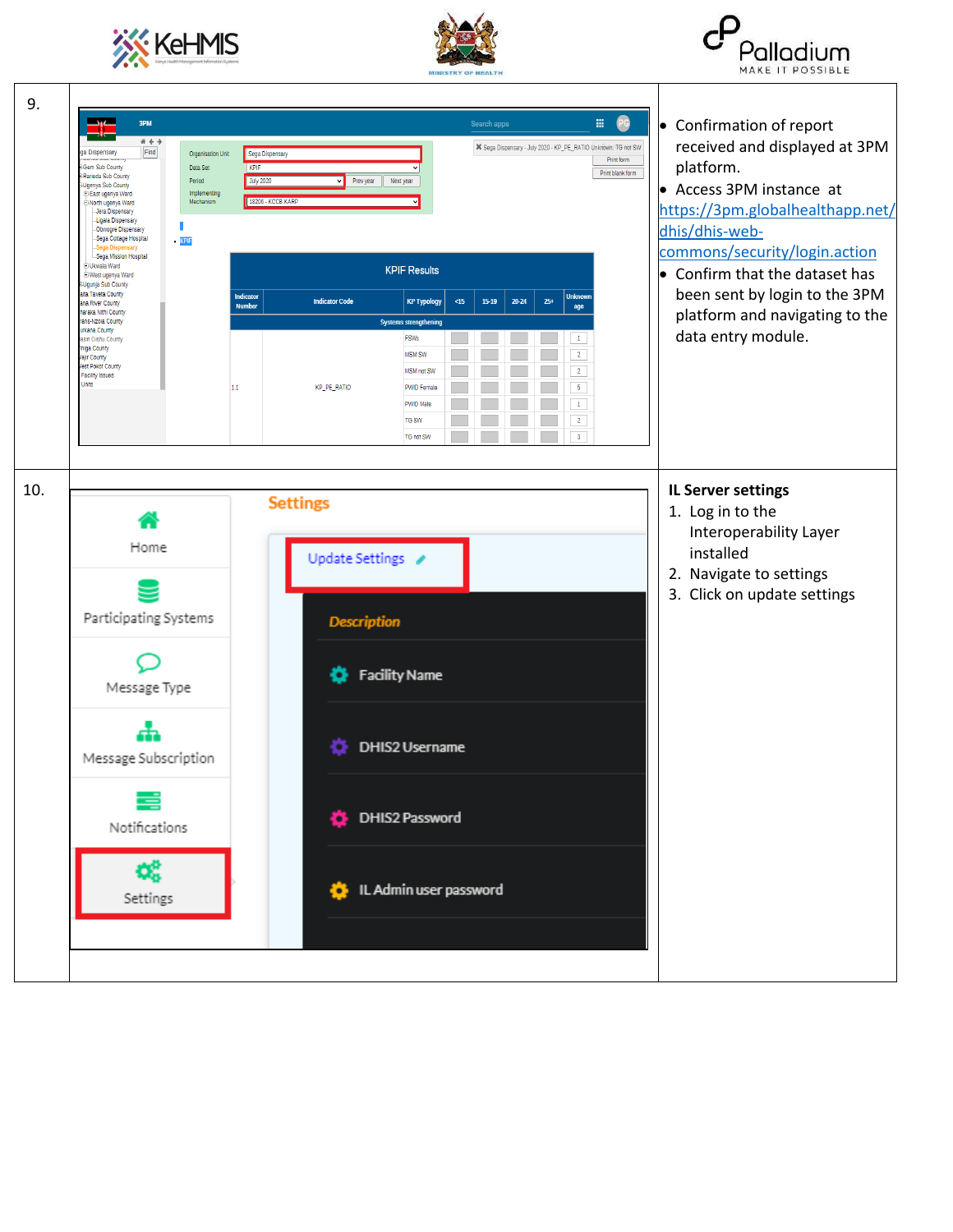| | | |
|---|---|---|
| 9. | | • Confirmation of report received and displayed at 3PM platform.<br>• Access 3PM instance at https://3pm.globalhealthapp.net/dhis/dhis-web-commons/security/login.action<br>• Confirm that the dataset has been sent by login to the 3PM platform and navigating to the data entry module. |
| 10. | | **IL Server settings**<br>1. Log in to the Interoperability Layer installed<br>2. Navigate to settings<br>3. Click on update settings |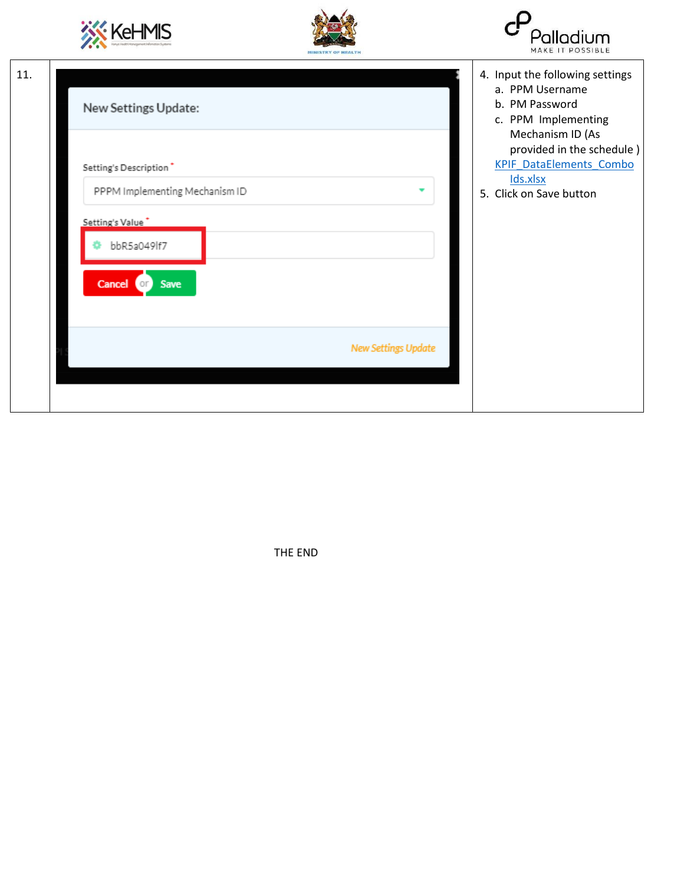| | | |
|---|---|---|
| 11. | New Settings Update:<br><br>Setting's Description *<br>PPPM Implementing Mechanism ID<br><br>Setting's Value *<br>bbR5a049lf7<br><br>Cancel or Save<br><br>New Settings Update | 4. Input the following settings<br>a. PPM Username<br>b. PM Password<br>c. PPM Implementing Mechanism ID (As provided in the schedule ) KPIF_DataElements_Combo Ids.xlsx<br>5. Click on Save button |

THE END